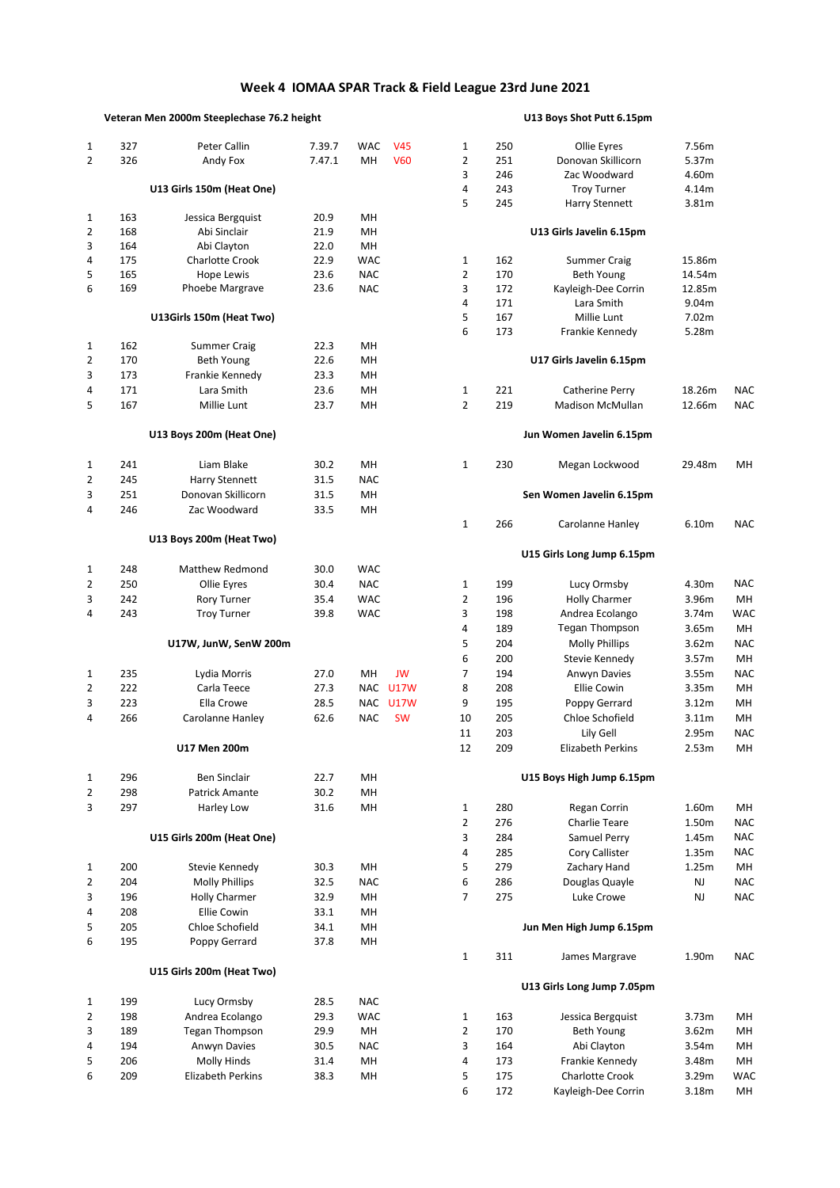# Week 4 IOMAA SPAR Track & Field League 23rd June 2021

### Veteran Men 2000m Steeplechase 76.2 height

| Pos | No. | Name | Time | Club | Cat |
|---|---|---|---|---|---|
| 1 | 327 | Peter Callin | 7.39.7 | WAC | V45 |
| 2 | 326 | Andy Fox | 7.47.1 | MH | V60 |

### U13 Girls 150m (Heat One)

| Pos | No. | Name | Time | Club |
|---|---|---|---|---|
| 1 | 163 | Jessica Bergquist | 20.9 | MH |
| 2 | 168 | Abi Sinclair | 21.9 | MH |
| 3 | 164 | Abi Clayton | 22.0 | MH |
| 4 | 175 | Charlotte Crook | 22.9 | WAC |
| 5 | 165 | Hope Lewis | 23.6 | NAC |
| 6 | 169 | Phoebe Margrave | 23.6 | NAC |

### U13Girls 150m (Heat Two)

| Pos | No. | Name | Time | Club |
|---|---|---|---|---|
| 1 | 162 | Summer Craig | 22.3 | MH |
| 2 | 170 | Beth Young | 22.6 | MH |
| 3 | 173 | Frankie Kennedy | 23.3 | MH |
| 4 | 171 | Lara Smith | 23.6 | MH |
| 5 | 167 | Millie Lunt | 23.7 | MH |

### U13 Boys 200m (Heat One)

| Pos | No. | Name | Time | Club |
|---|---|---|---|---|
| 1 | 241 | Liam Blake | 30.2 | MH |
| 2 | 245 | Harry Stennett | 31.5 | NAC |
| 3 | 251 | Donovan Skillicorn | 31.5 | MH |
| 4 | 246 | Zac Woodward | 33.5 | MH |

### U13 Boys 200m (Heat Two)

| Pos | No. | Name | Time | Club |
|---|---|---|---|---|
| 1 | 248 | Matthew Redmond | 30.0 | WAC |
| 2 | 250 | Ollie Eyres | 30.4 | NAC |
| 3 | 242 | Rory Turner | 35.4 | WAC |
| 4 | 243 | Troy Turner | 39.8 | WAC |

### U17W, JunW, SenW 200m

| Pos | No. | Name | Time | Club | Cat |
|---|---|---|---|---|---|
| 1 | 235 | Lydia Morris | 27.0 | MH | JW |
| 2 | 222 | Carla Teece | 27.3 | NAC | U17W |
| 3 | 223 | Ella Crowe | 28.5 | NAC | U17W |
| 4 | 266 | Carolanne Hanley | 62.6 | NAC | SW |

### U17 Men 200m

| Pos | No. | Name | Time | Club |
|---|---|---|---|---|
| 1 | 296 | Ben Sinclair | 22.7 | MH |
| 2 | 298 | Patrick Amante | 30.2 | MH |
| 3 | 297 | Harley Low | 31.6 | MH |

### U15 Girls 200m (Heat One)

| Pos | No. | Name | Time | Club |
|---|---|---|---|---|
| 1 | 200 | Stevie Kennedy | 30.3 | MH |
| 2 | 204 | Molly Phillips | 32.5 | NAC |
| 3 | 196 | Holly Charmer | 32.9 | MH |
| 4 | 208 | Ellie Cowin | 33.1 | MH |
| 5 | 205 | Chloe Schofield | 34.1 | MH |
| 6 | 195 | Poppy Gerrard | 37.8 | MH |

### U15 Girls 200m (Heat Two)

| Pos | No. | Name | Time | Club |
|---|---|---|---|---|
| 1 | 199 | Lucy Ormsby | 28.5 | NAC |
| 2 | 198 | Andrea Ecolango | 29.3 | WAC |
| 3 | 189 | Tegan Thompson | 29.9 | MH |
| 4 | 194 | Anwyn Davies | 30.5 | NAC |
| 5 | 206 | Molly Hinds | 31.4 | MH |
| 6 | 209 | Elizabeth Perkins | 38.3 | MH |

### U13 Boys Shot Putt 6.15pm

| Pos | No. | Name | Distance |
|---|---|---|---|
| 1 | 250 | Ollie Eyres | 7.56m |
| 2 | 251 | Donovan Skillicorn | 5.37m |
| 3 | 246 | Zac Woodward | 4.60m |
| 4 | 243 | Troy Turner | 4.14m |
| 5 | 245 | Harry Stennett | 3.81m |

### U13 Girls Javelin 6.15pm

| Pos | No. | Name | Distance |
|---|---|---|---|
| 1 | 162 | Summer Craig | 15.86m |
| 2 | 170 | Beth Young | 14.54m |
| 3 | 172 | Kayleigh-Dee Corrin | 12.85m |
| 4 | 171 | Lara Smith | 9.04m |
| 5 | 167 | Millie Lunt | 7.02m |
| 6 | 173 | Frankie Kennedy | 5.28m |

### U17 Girls Javelin 6.15pm

| Pos | No. | Name | Distance | Club |
|---|---|---|---|---|
| 1 | 221 | Catherine Perry | 18.26m | NAC |
| 2 | 219 | Madison McMullan | 12.66m | NAC |

### Jun Women Javelin 6.15pm

| Pos | No. | Name | Distance | Club |
|---|---|---|---|---|
| 1 | 230 | Megan Lockwood | 29.48m | MH |

### Sen Women Javelin 6.15pm

| Pos | No. | Name | Distance | Club |
|---|---|---|---|---|
| 1 | 266 | Carolanne Hanley | 6.10m | NAC |

### U15 Girls Long Jump 6.15pm

| Pos | No. | Name | Distance | Club |
|---|---|---|---|---|
| 1 | 199 | Lucy Ormsby | 4.30m | NAC |
| 2 | 196 | Holly Charmer | 3.96m | MH |
| 3 | 198 | Andrea Ecolango | 3.74m | WAC |
| 4 | 189 | Tegan Thompson | 3.65m | MH |
| 5 | 204 | Molly Phillips | 3.62m | NAC |
| 6 | 200 | Stevie Kennedy | 3.57m | MH |
| 7 | 194 | Anwyn Davies | 3.55m | NAC |
| 8 | 208 | Ellie Cowin | 3.35m | MH |
| 9 | 195 | Poppy Gerrard | 3.12m | MH |
| 10 | 205 | Chloe Schofield | 3.11m | MH |
| 11 | 203 | Lily Gell | 2.95m | NAC |
| 12 | 209 | Elizabeth Perkins | 2.53m | MH |

### U15 Boys High Jump 6.15pm

| Pos | No. | Name | Height | Club |
|---|---|---|---|---|
| 1 | 280 | Regan Corrin | 1.60m | MH |
| 2 | 276 | Charlie Teare | 1.50m | NAC |
| 3 | 284 | Samuel Perry | 1.45m | NAC |
| 4 | 285 | Cory Callister | 1.35m | NAC |
| 5 | 279 | Zachary Hand | 1.25m | MH |
| 6 | 286 | Douglas Quayle | NJ | NAC |
| 7 | 275 | Luke Crowe | NJ | NAC |

### Jun Men High Jump 6.15pm

| Pos | No. | Name | Height | Club |
|---|---|---|---|---|
| 1 | 311 | James Margrave | 1.90m | NAC |

### U13 Girls Long Jump 7.05pm

| Pos | No. | Name | Distance | Club |
|---|---|---|---|---|
| 1 | 163 | Jessica Bergquist | 3.73m | MH |
| 2 | 170 | Beth Young | 3.62m | MH |
| 3 | 164 | Abi Clayton | 3.54m | MH |
| 4 | 173 | Frankie Kennedy | 3.48m | MH |
| 5 | 175 | Charlotte Crook | 3.29m | WAC |
| 6 | 172 | Kayleigh-Dee Corrin | 3.18m | MH |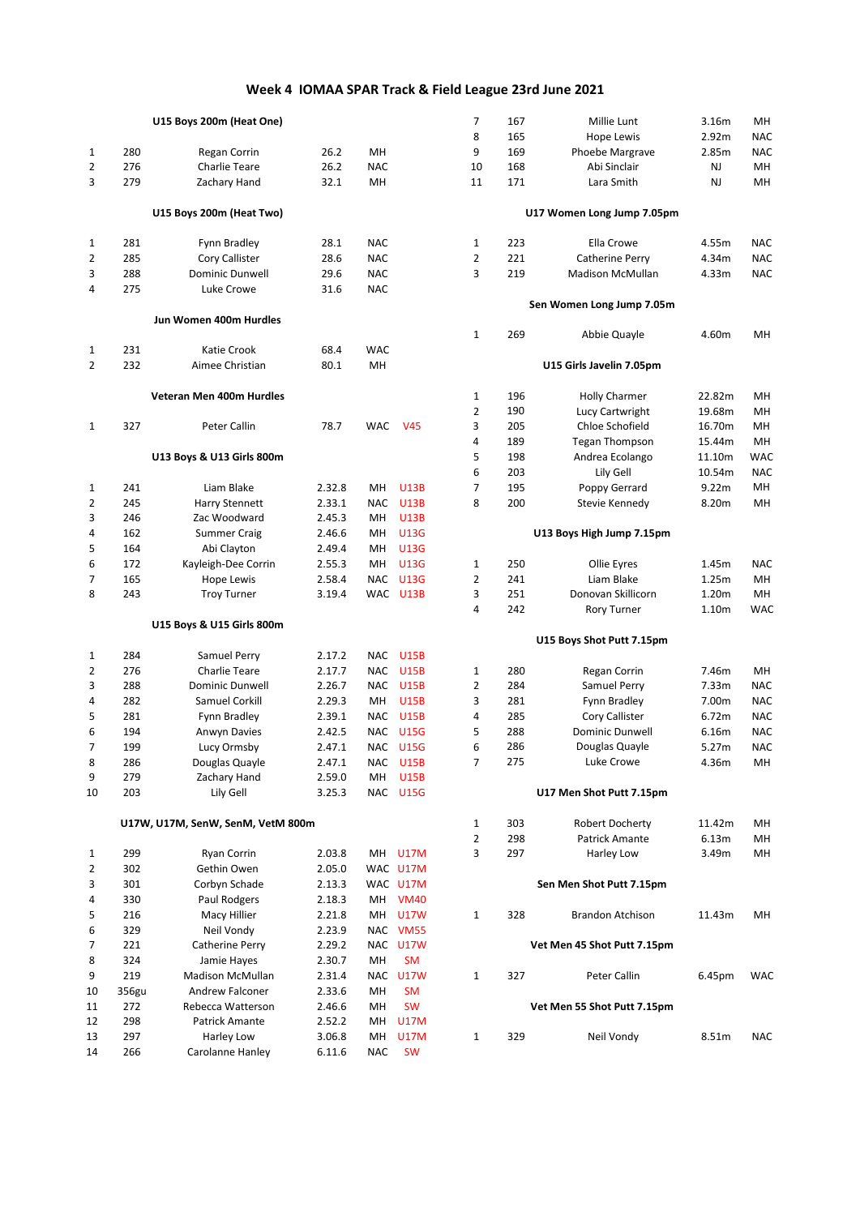# Week 4 IOMAA SPAR Track & Field League 23rd June 2021

### U15 Boys 200m (Heat One)

| | | | | | |
|---|---|---|---|---|---|
| 1 | 280 | Regan Corrin | 26.2 | MH | |
| 2 | 276 | Charlie Teare | 26.2 | NAC | |
| 3 | 279 | Zachary Hand | 32.1 | MH | |

### U15 Boys 200m (Heat Two)

| | | | | | |
|---|---|---|---|---|---|
| 1 | 281 | Fynn Bradley | 28.1 | NAC | |
| 2 | 285 | Cory Callister | 28.6 | NAC | |
| 3 | 288 | Dominic Dunwell | 29.6 | NAC | |
| 4 | 275 | Luke Crowe | 31.6 | NAC | |

### Jun Women 400m Hurdles

| | | | | | |
|---|---|---|---|---|---|
| 1 | 231 | Katie Crook | 68.4 | WAC | |
| 2 | 232 | Aimee Christian | 80.1 | MH | |

### Veteran Men 400m Hurdles

| | | | | | |
|---|---|---|---|---|---|
| 1 | 327 | Peter Callin | 78.7 | WAC | V45 |

### U13 Boys & U13 Girls 800m

| | | | | | |
|---|---|---|---|---|---|
| 1 | 241 | Liam Blake | 2.32.8 | MH | U13B |
| 2 | 245 | Harry Stennett | 2.33.1 | NAC | U13B |
| 3 | 246 | Zac Woodward | 2.45.3 | MH | U13B |
| 4 | 162 | Summer Craig | 2.46.6 | MH | U13G |
| 5 | 164 | Abi Clayton | 2.49.4 | MH | U13G |
| 6 | 172 | Kayleigh-Dee Corrin | 2.55.3 | MH | U13G |
| 7 | 165 | Hope Lewis | 2.58.4 | NAC | U13G |
| 8 | 243 | Troy Turner | 3.19.4 | WAC | U13B |

### U15 Boys & U15 Girls 800m

| | | | | | |
|---|---|---|---|---|---|
| 1 | 284 | Samuel Perry | 2.17.2 | NAC | U15B |
| 2 | 276 | Charlie Teare | 2.17.7 | NAC | U15B |
| 3 | 288 | Dominic Dunwell | 2.26.7 | NAC | U15B |
| 4 | 282 | Samuel Corkill | 2.29.3 | MH | U15B |
| 5 | 281 | Fynn Bradley | 2.39.1 | NAC | U15B |
| 6 | 194 | Anwyn Davies | 2.42.5 | NAC | U15G |
| 7 | 199 | Lucy Ormsby | 2.47.1 | NAC | U15G |
| 8 | 286 | Douglas Quayle | 2.47.1 | NAC | U15B |
| 9 | 279 | Zachary Hand | 2.59.0 | MH | U15B |
| 10 | 203 | Lily Gell | 3.25.3 | NAC | U15G |

### U17W, U17M, SenW, SenM, VetM 800m

| | | | | | |
|---|---|---|---|---|---|
| 1 | 299 | Ryan Corrin | 2.03.8 | MH | U17M |
| 2 | 302 | Gethin Owen | 2.05.0 | WAC | U17M |
| 3 | 301 | Corbyn Schade | 2.13.3 | WAC | U17M |
| 4 | 330 | Paul Rodgers | 2.18.3 | MH | VM40 |
| 5 | 216 | Macy Hillier | 2.21.8 | MH | U17W |
| 6 | 329 | Neil Vondy | 2.23.9 | NAC | VM55 |
| 7 | 221 | Catherine Perry | 2.29.2 | NAC | U17W |
| 8 | 324 | Jamie Hayes | 2.30.7 | MH | SM |
| 9 | 219 | Madison McMullan | 2.31.4 | NAC | U17W |
| 10 | 356gu | Andrew Falconer | 2.33.6 | MH | SM |
| 11 | 272 | Rebecca Watterson | 2.46.6 | MH | SW |
| 12 | 298 | Patrick Amante | 2.52.2 | MH | U17M |
| 13 | 297 | Harley Low | 3.06.8 | MH | U17M |
| 14 | 266 | Carolanne Hanley | 6.11.6 | NAC | SW |

| | | | | |
|---|---|---|---|---|
| 7 | 167 | Millie Lunt | 3.16m | MH |
| 8 | 165 | Hope Lewis | 2.92m | NAC |
| 9 | 169 | Phoebe Margrave | 2.85m | NAC |
| 10 | 168 | Abi Sinclair | NJ | MH |
| 11 | 171 | Lara Smith | NJ | MH |

### U17 Women Long Jump 7.05pm

| | | | | |
|---|---|---|---|---|
| 1 | 223 | Ella Crowe | 4.55m | NAC |
| 2 | 221 | Catherine Perry | 4.34m | NAC |
| 3 | 219 | Madison McMullan | 4.33m | NAC |

### Sen Women Long Jump 7.05m

| | | | | |
|---|---|---|---|---|
| 1 | 269 | Abbie Quayle | 4.60m | MH |

### U15 Girls Javelin 7.05pm

| | | | | |
|---|---|---|---|---|
| 1 | 196 | Holly Charmer | 22.82m | MH |
| 2 | 190 | Lucy Cartwright | 19.68m | MH |
| 3 | 205 | Chloe Schofield | 16.70m | MH |
| 4 | 189 | Tegan Thompson | 15.44m | MH |
| 5 | 198 | Andrea Ecolango | 11.10m | WAC |
| 6 | 203 | Lily Gell | 10.54m | NAC |
| 7 | 195 | Poppy Gerrard | 9.22m | MH |
| 8 | 200 | Stevie Kennedy | 8.20m | MH |

### U13 Boys High Jump 7.15pm

| | | | | |
|---|---|---|---|---|
| 1 | 250 | Ollie Eyres | 1.45m | NAC |
| 2 | 241 | Liam Blake | 1.25m | MH |
| 3 | 251 | Donovan Skillicorn | 1.20m | MH |
| 4 | 242 | Rory Turner | 1.10m | WAC |

### U15 Boys Shot Putt 7.15pm

| | | | | |
|---|---|---|---|---|
| 1 | 280 | Regan Corrin | 7.46m | MH |
| 2 | 284 | Samuel Perry | 7.33m | NAC |
| 3 | 281 | Fynn Bradley | 7.00m | NAC |
| 4 | 285 | Cory Callister | 6.72m | NAC |
| 5 | 288 | Dominic Dunwell | 6.16m | NAC |
| 6 | 286 | Douglas Quayle | 5.27m | NAC |
| 7 | 275 | Luke Crowe | 4.36m | MH |

### U17 Men Shot Putt 7.15pm

| | | | | |
|---|---|---|---|---|
| 1 | 303 | Robert Docherty | 11.42m | MH |
| 2 | 298 | Patrick Amante | 6.13m | MH |
| 3 | 297 | Harley Low | 3.49m | MH |

### Sen Men Shot Putt 7.15pm

| | | | | |
|---|---|---|---|---|
| 1 | 328 | Brandon Atchison | 11.43m | MH |

### Vet Men 45 Shot Putt 7.15pm

| | | | | |
|---|---|---|---|---|
| 1 | 327 | Peter Callin | 6.45pm | WAC |

### Vet Men 55 Shot Putt 7.15pm

| | | | | |
|---|---|---|---|---|
| 1 | 329 | Neil Vondy | 8.51m | NAC |